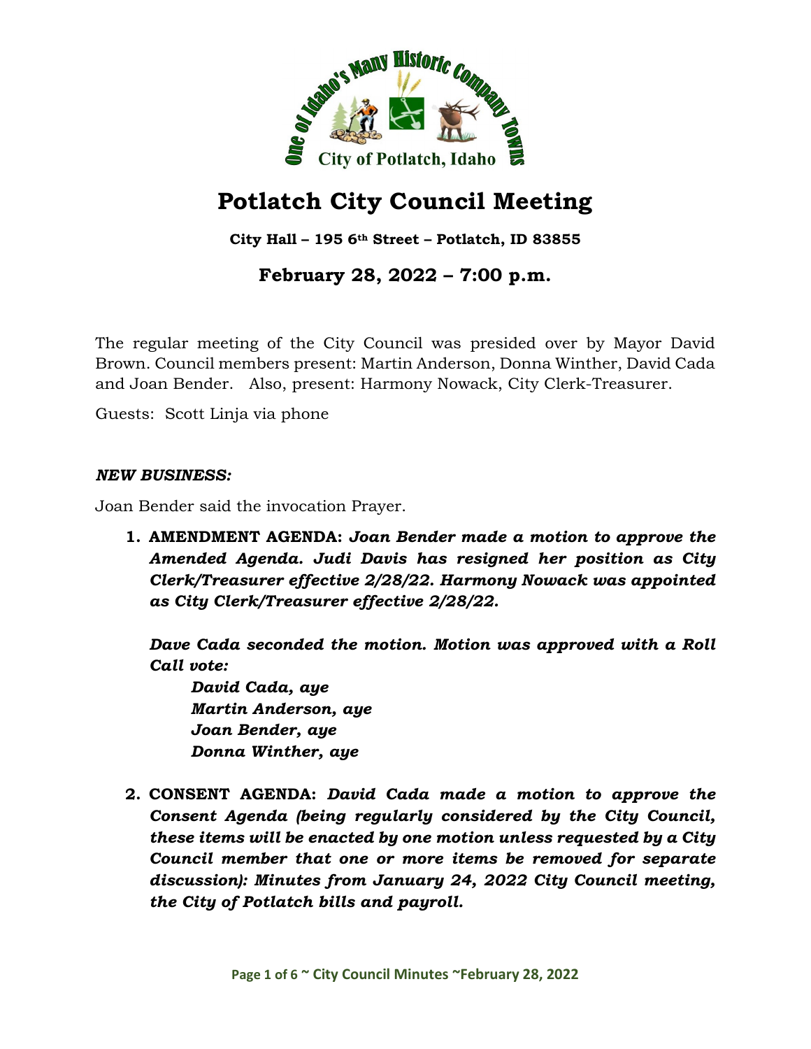# Potlatch City Council Meeting

**City Hall – 195 6th Street – Potlatch, ID 83855**

## February 28, 2022 – 7:00 p.m.

The regular meeting of the City Council was presided over by Mayor David Brown. Council members present: Martin Anderson, Donna Winther, David Cada and Joan Bender. Also, present: Harmony Nowack, City Clerk-Treasurer.

Guests: Scott Linja via phone

***NEW BUSINESS:***

Joan Bender said the invocation Prayer.

1. **AMENDMENT AGENDA:** ***Joan Bender made a motion to approve the Amended Agenda. Judi Davis has resigned her position as City Clerk/Treasurer effective 2/28/22. Harmony Nowack was appointed as City Clerk/Treasurer effective 2/28/22.***

   ***Dave Cada seconded the motion. Motion was approved with a Roll Call vote:***

   ***David Cada, aye***
   ***Martin Anderson, aye***
   ***Joan Bender, aye***
   ***Donna Winther, aye***

2. **CONSENT AGENDA:** ***David Cada made a motion to approve the Consent Agenda (being regularly considered by the City Council, these items will be enacted by one motion unless requested by a City Council member that one or more items be removed for separate discussion): Minutes from January 24, 2022 City Council meeting, the City of Potlatch bills and payroll.***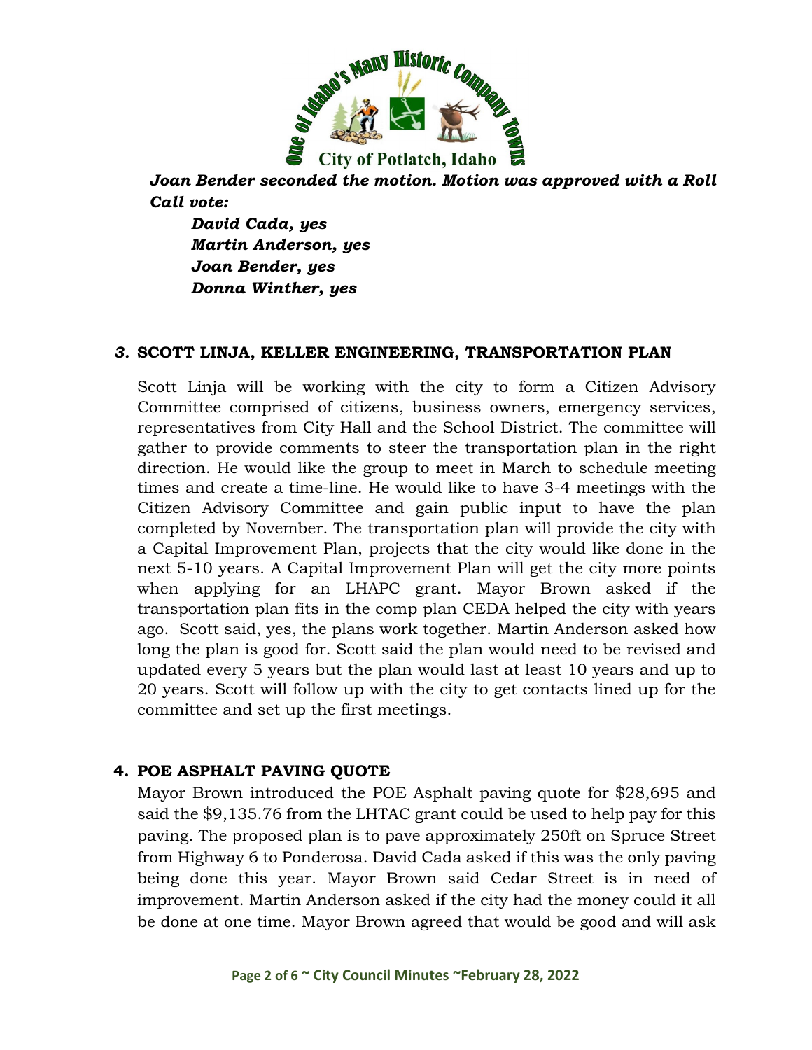*Joan Bender seconded the motion. Motion was approved with a Roll Call vote:*

*David Cada, yes*
*Martin Anderson, yes*
*Joan Bender, yes*
*Donna Winther, yes*

## *3.* SCOTT LINJA, KELLER ENGINEERING, TRANSPORTATION PLAN

Scott Linja will be working with the city to form a Citizen Advisory Committee comprised of citizens, business owners, emergency services, representatives from City Hall and the School District. The committee will gather to provide comments to steer the transportation plan in the right direction. He would like the group to meet in March to schedule meeting times and create a time-line. He would like to have 3-4 meetings with the Citizen Advisory Committee and gain public input to have the plan completed by November. The transportation plan will provide the city with a Capital Improvement Plan, projects that the city would like done in the next 5-10 years. A Capital Improvement Plan will get the city more points when applying for an LHAPC grant. Mayor Brown asked if the transportation plan fits in the comp plan CEDA helped the city with years ago. Scott said, yes, the plans work together. Martin Anderson asked how long the plan is good for. Scott said the plan would need to be revised and updated every 5 years but the plan would last at least 10 years and up to 20 years. Scott will follow up with the city to get contacts lined up for the committee and set up the first meetings.

## 4. POE ASPHALT PAVING QUOTE

Mayor Brown introduced the POE Asphalt paving quote for $28,695 and said the $9,135.76 from the LHTAC grant could be used to help pay for this paving. The proposed plan is to pave approximately 250ft on Spruce Street from Highway 6 to Ponderosa. David Cada asked if this was the only paving being done this year. Mayor Brown said Cedar Street is in need of improvement. Martin Anderson asked if the city had the money could it all be done at one time. Mayor Brown agreed that would be good and will ask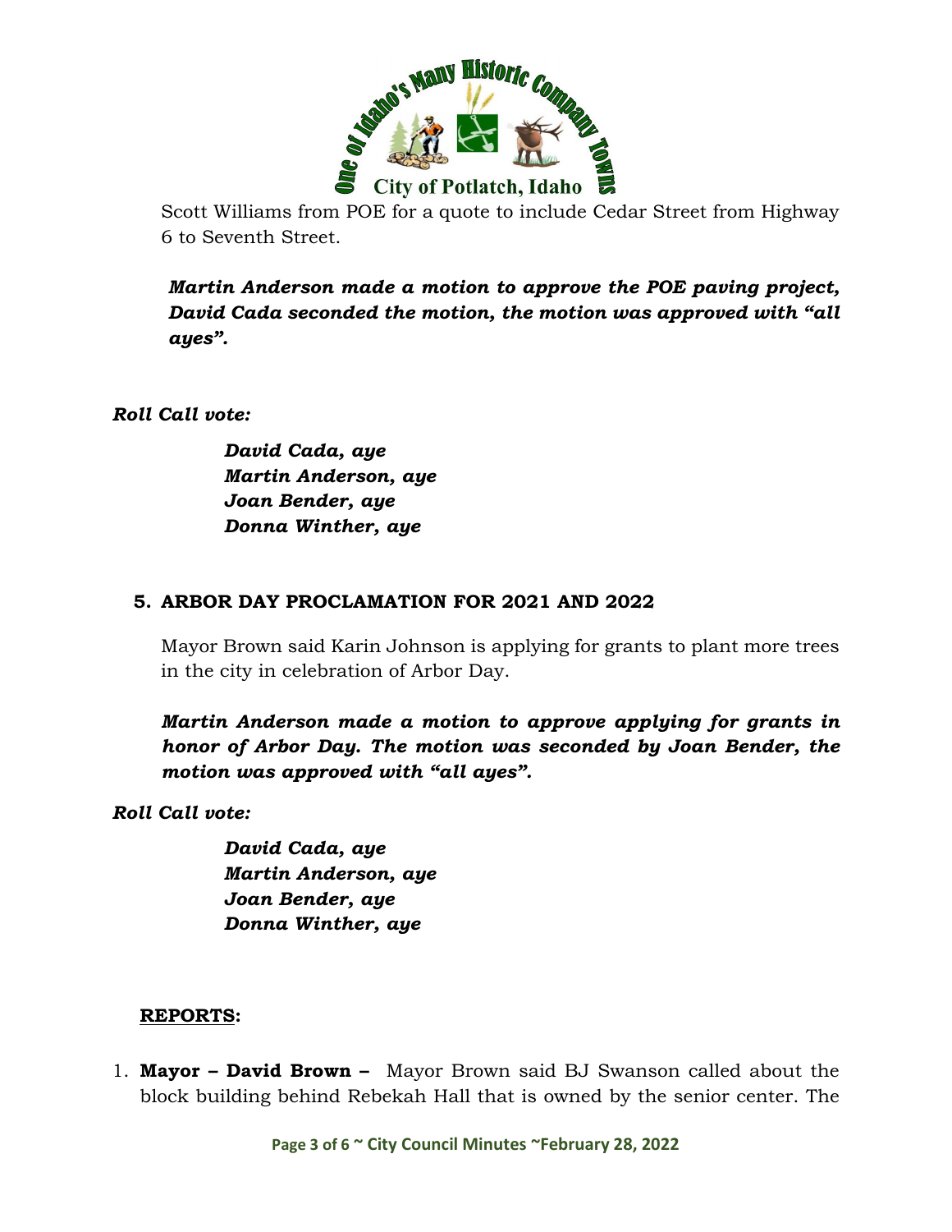Scott Williams from POE for a quote to include Cedar Street from Highway 6 to Seventh Street.

***Martin Anderson made a motion to approve the POE paving project, David Cada seconded the motion, the motion was approved with "all ayes".***

***Roll Call vote:***

***David Cada, aye***
***Martin Anderson, aye***
***Joan Bender, aye***
***Donna Winther, aye***

## 5. ARBOR DAY PROCLAMATION FOR 2021 AND 2022

Mayor Brown said Karin Johnson is applying for grants to plant more trees in the city in celebration of Arbor Day.

***Martin Anderson made a motion to approve applying for grants in honor of Arbor Day. The motion was seconded by Joan Bender, the motion was approved with "all ayes".***

***Roll Call vote:***

***David Cada, aye***
***Martin Anderson, aye***
***Joan Bender, aye***
***Donna Winther, aye***

## <u>REPORTS</u>:

1. **Mayor – David Brown –** Mayor Brown said BJ Swanson called about the block building behind Rebekah Hall that is owned by the senior center. The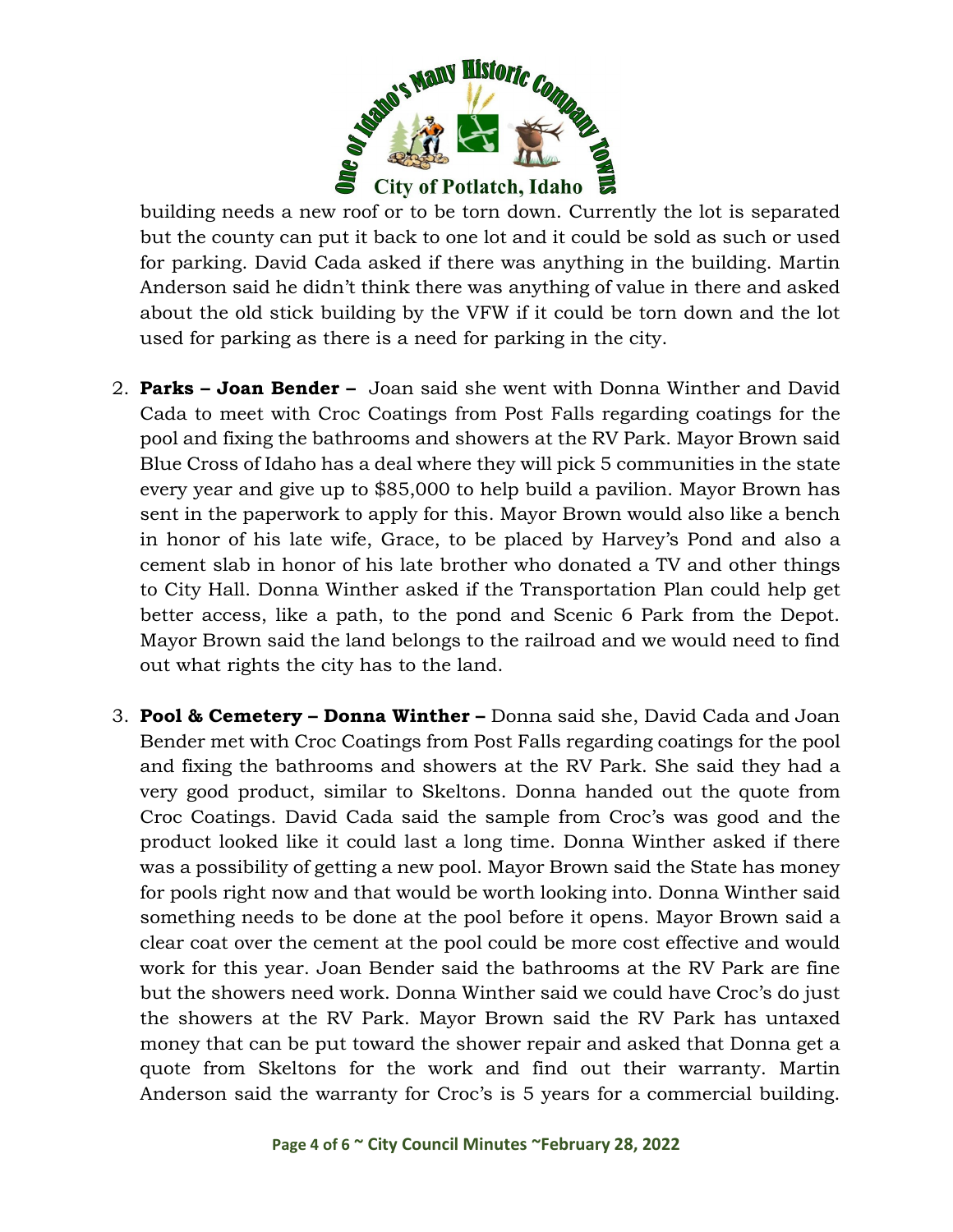building needs a new roof or to be torn down. Currently the lot is separated but the county can put it back to one lot and it could be sold as such or used for parking. David Cada asked if there was anything in the building. Martin Anderson said he didn't think there was anything of value in there and asked about the old stick building by the VFW if it could be torn down and the lot used for parking as there is a need for parking in the city.

2. **Parks – Joan Bender –** Joan said she went with Donna Winther and David Cada to meet with Croc Coatings from Post Falls regarding coatings for the pool and fixing the bathrooms and showers at the RV Park. Mayor Brown said Blue Cross of Idaho has a deal where they will pick 5 communities in the state every year and give up to $85,000 to help build a pavilion. Mayor Brown has sent in the paperwork to apply for this. Mayor Brown would also like a bench in honor of his late wife, Grace, to be placed by Harvey's Pond and also a cement slab in honor of his late brother who donated a TV and other things to City Hall. Donna Winther asked if the Transportation Plan could help get better access, like a path, to the pond and Scenic 6 Park from the Depot. Mayor Brown said the land belongs to the railroad and we would need to find out what rights the city has to the land.

3. **Pool & Cemetery – Donna Winther –** Donna said she, David Cada and Joan Bender met with Croc Coatings from Post Falls regarding coatings for the pool and fixing the bathrooms and showers at the RV Park. She said they had a very good product, similar to Skeltons. Donna handed out the quote from Croc Coatings. David Cada said the sample from Croc's was good and the product looked like it could last a long time. Donna Winther asked if there was a possibility of getting a new pool. Mayor Brown said the State has money for pools right now and that would be worth looking into. Donna Winther said something needs to be done at the pool before it opens. Mayor Brown said a clear coat over the cement at the pool could be more cost effective and would work for this year. Joan Bender said the bathrooms at the RV Park are fine but the showers need work. Donna Winther said we could have Croc's do just the showers at the RV Park. Mayor Brown said the RV Park has untaxed money that can be put toward the shower repair and asked that Donna get a quote from Skeltons for the work and find out their warranty. Martin Anderson said the warranty for Croc's is 5 years for a commercial building.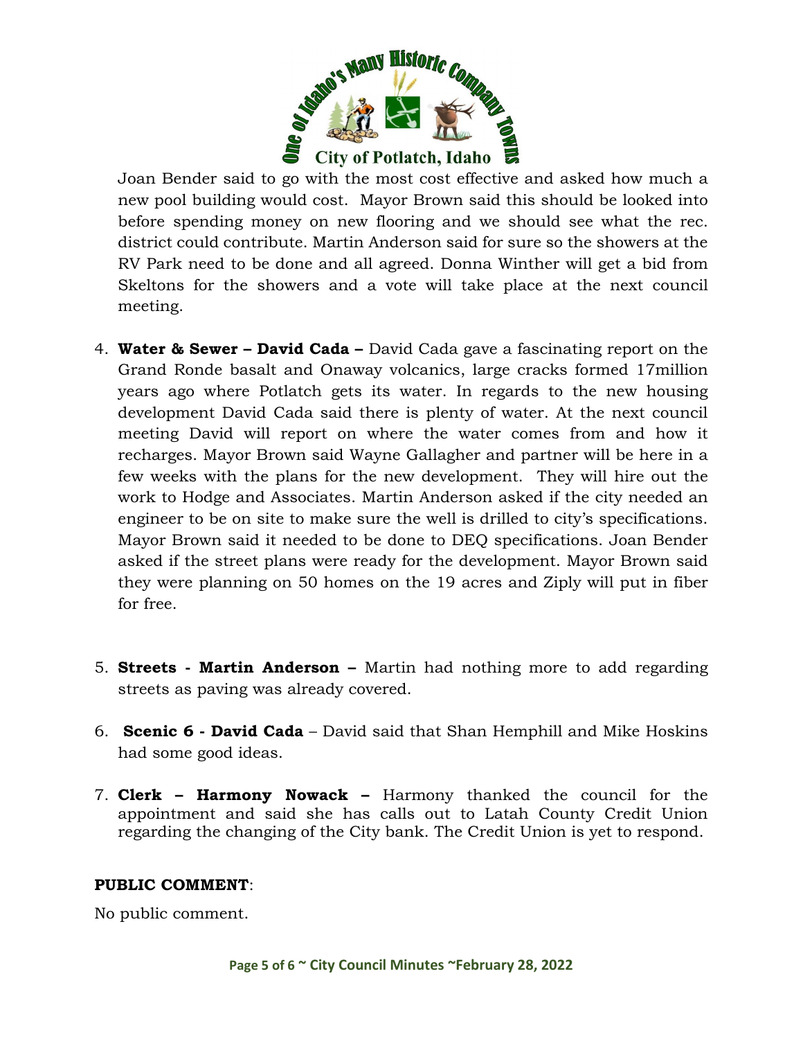Joan Bender said to go with the most cost effective and asked how much a new pool building would cost. Mayor Brown said this should be looked into before spending money on new flooring and we should see what the rec. district could contribute. Martin Anderson said for sure so the showers at the RV Park need to be done and all agreed. Donna Winther will get a bid from Skeltons for the showers and a vote will take place at the next council meeting.

4. **Water & Sewer – David Cada –** David Cada gave a fascinating report on the Grand Ronde basalt and Onaway volcanics, large cracks formed 17million years ago where Potlatch gets its water. In regards to the new housing development David Cada said there is plenty of water. At the next council meeting David will report on where the water comes from and how it recharges. Mayor Brown said Wayne Gallagher and partner will be here in a few weeks with the plans for the new development. They will hire out the work to Hodge and Associates. Martin Anderson asked if the city needed an engineer to be on site to make sure the well is drilled to city's specifications. Mayor Brown said it needed to be done to DEQ specifications. Joan Bender asked if the street plans were ready for the development. Mayor Brown said they were planning on 50 homes on the 19 acres and Ziply will put in fiber for free.

5. **Streets - Martin Anderson –** Martin had nothing more to add regarding streets as paving was already covered.

6. **Scenic 6 - David Cada** – David said that Shan Hemphill and Mike Hoskins had some good ideas.

7. **Clerk – Harmony Nowack –** Harmony thanked the council for the appointment and said she has calls out to Latah County Credit Union regarding the changing of the City bank. The Credit Union is yet to respond.

**PUBLIC COMMENT**:

No public comment.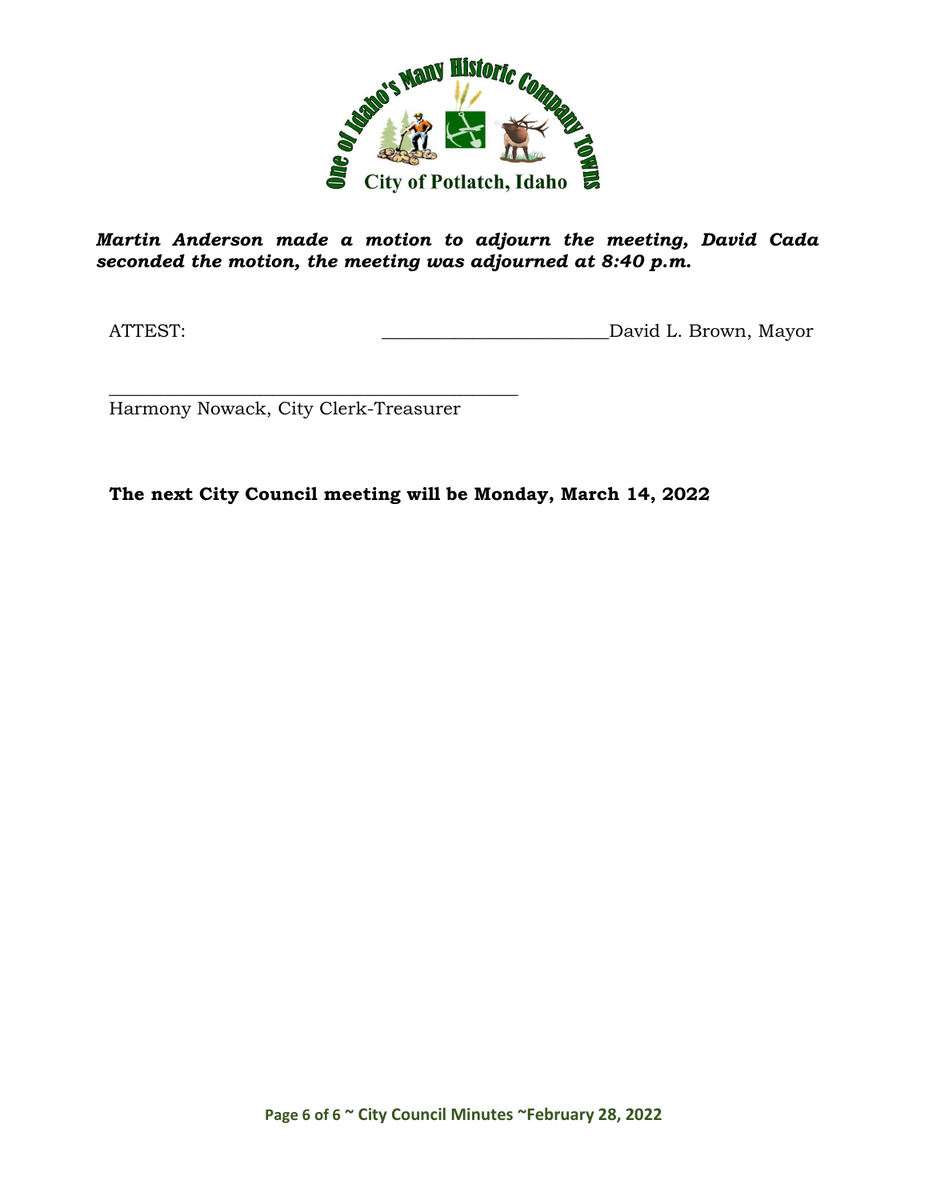***Martin Anderson made a motion to adjourn the meeting, David Cada seconded the motion, the meeting was adjourned at 8:40 p.m.***

ATTEST: ________________________David L. Brown, Mayor

______________________________________________
Harmony Nowack, City Clerk-Treasurer

**The next City Council meeting will be Monday, March 14, 2022**